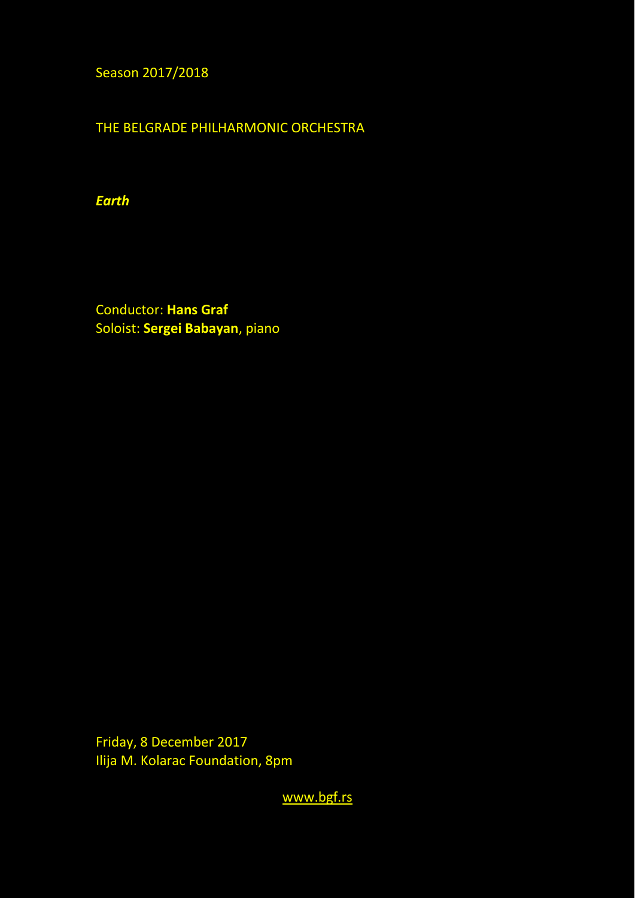Season 2017/2018

THE BELGRADE PHILHARMONIC ORCHESTRA

***Earth***

Conductor: **Hans Graf**
Soloist: **Sergei Babayan**, piano

Friday, 8 December 2017
Ilija M. Kolarac Foundation, 8pm

www.bgf.rs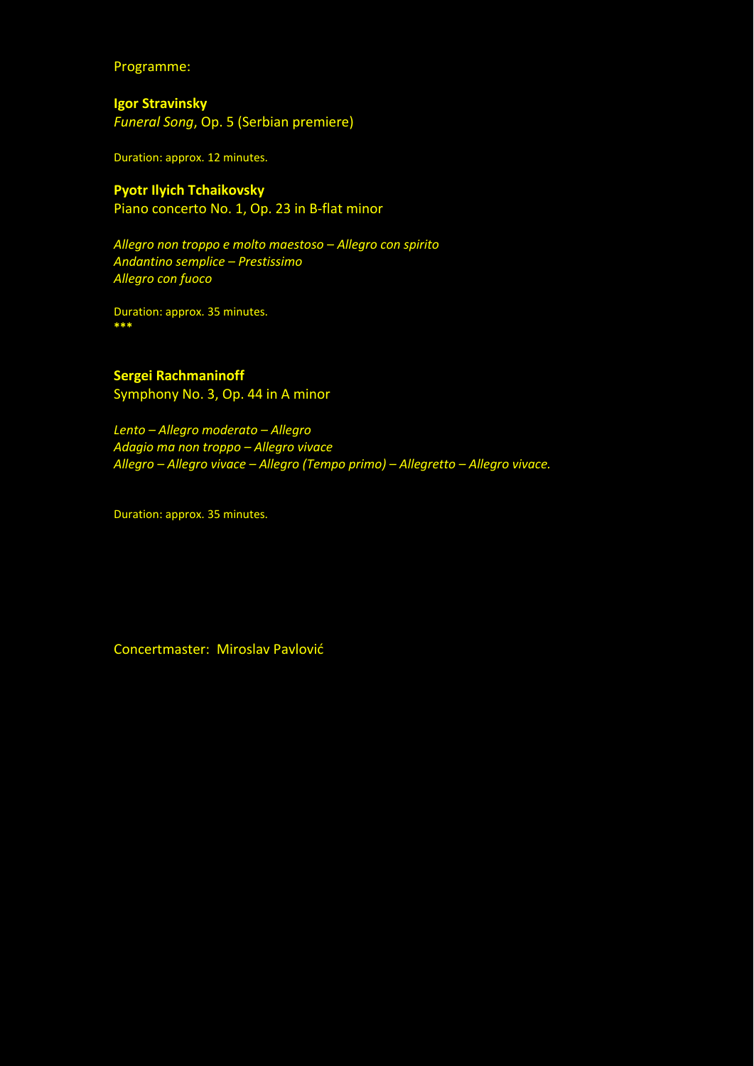Programme:

**Igor Stravinsky**
*Funeral Song*, Op. 5 (Serbian premiere)

Duration: approx. 12 minutes.

**Pyotr Ilyich Tchaikovsky**
Piano concerto No. 1, Op. 23 in B-flat minor

*Allegro non troppo e molto maestoso – Allegro con spirito*
*Andantino semplice – Prestissimo*
*Allegro con fuoco*

Duration: approx. 35 minutes.
***

**Sergei Rachmaninoff**
Symphony No. 3, Op. 44 in A minor

*Lento – Allegro moderato – Allegro*
*Adagio ma non troppo – Allegro vivace*
*Allegro – Allegro vivace – Allegro (Tempo primo) – Allegretto – Allegro vivace.*

Duration: approx. 35 minutes.

Concertmaster: Miroslav Pavlović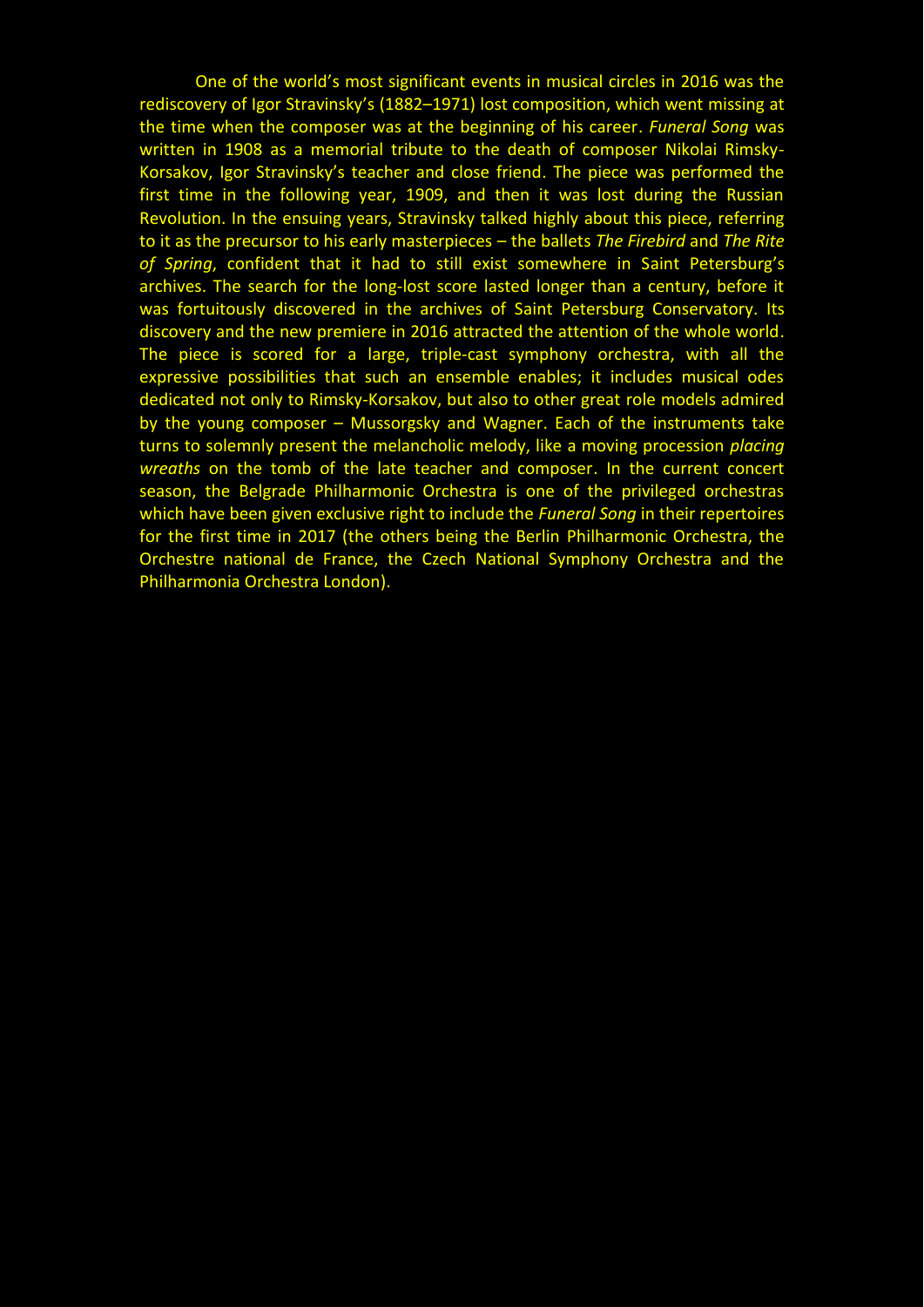One of the world's most significant events in musical circles in 2016 was the rediscovery of Igor Stravinsky's (1882–1971) lost composition, which went missing at the time when the composer was at the beginning of his career. *Funeral Song* was written in 1908 as a memorial tribute to the death of composer Nikolai Rimsky-Korsakov, Igor Stravinsky's teacher and close friend. The piece was performed the first time in the following year, 1909, and then it was lost during the Russian Revolution. In the ensuing years, Stravinsky talked highly about this piece, referring to it as the precursor to his early masterpieces – the ballets *The Firebird* and *The Rite of Spring*, confident that it had to still exist somewhere in Saint Petersburg's archives. The search for the long-lost score lasted longer than a century, before it was fortuitously discovered in the archives of Saint Petersburg Conservatory. Its discovery and the new premiere in 2016 attracted the attention of the whole world. The piece is scored for a large, triple-cast symphony orchestra, with all the expressive possibilities that such an ensemble enables; it includes musical odes dedicated not only to Rimsky-Korsakov, but also to other great role models admired by the young composer – Mussorgsky and Wagner. Each of the instruments take turns to solemnly present the melancholic melody, like a moving procession *placing wreaths* on the tomb of the late teacher and composer. In the current concert season, the Belgrade Philharmonic Orchestra is one of the privileged orchestras which have been given exclusive right to include the *Funeral Song* in their repertoires for the first time in 2017 (the others being the Berlin Philharmonic Orchestra, the Orchestre national de France, the Czech National Symphony Orchestra and the Philharmonia Orchestra London).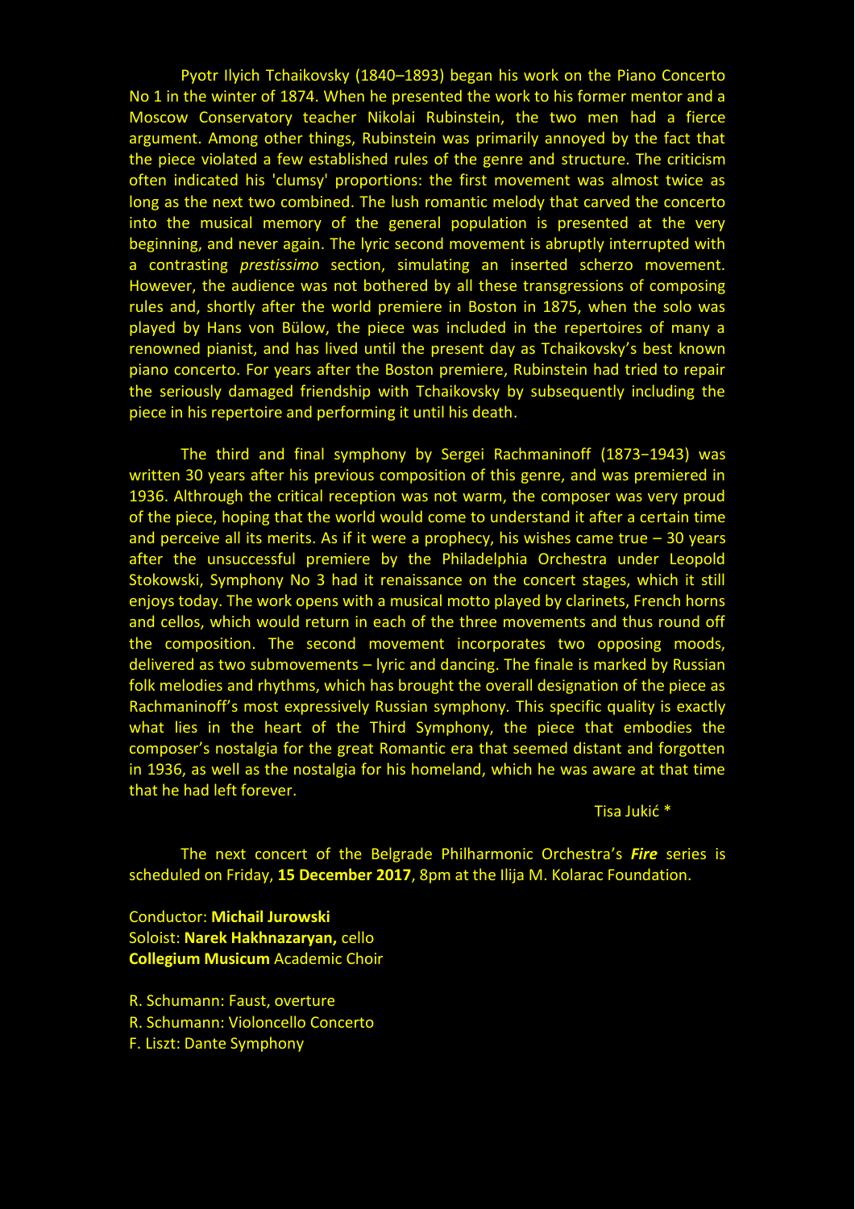Pyotr Ilyich Tchaikovsky (1840–1893) began his work on the Piano Concerto No 1 in the winter of 1874. When he presented the work to his former mentor and a Moscow Conservatory teacher Nikolai Rubinstein, the two men had a fierce argument. Among other things, Rubinstein was primarily annoyed by the fact that the piece violated a few established rules of the genre and structure. The criticism often indicated his 'clumsy' proportions: the first movement was almost twice as long as the next two combined. The lush romantic melody that carved the concerto into the musical memory of the general population is presented at the very beginning, and never again. The lyric second movement is abruptly interrupted with a contrasting *prestissimo* section, simulating an inserted scherzo movement. However, the audience was not bothered by all these transgressions of composing rules and, shortly after the world premiere in Boston in 1875, when the solo was played by Hans von Bülow, the piece was included in the repertoires of many a renowned pianist, and has lived until the present day as Tchaikovsky's best known piano concerto. For years after the Boston premiere, Rubinstein had tried to repair the seriously damaged friendship with Tchaikovsky by subsequently including the piece in his repertoire and performing it until his death.

The third and final symphony by Sergei Rachmaninoff (1873−1943) was written 30 years after his previous composition of this genre, and was premiered in 1936. Althrough the critical reception was not warm, the composer was very proud of the piece, hoping that the world would come to understand it after a certain time and perceive all its merits. As if it were a prophecy, his wishes came true – 30 years after the unsuccessful premiere by the Philadelphia Orchestra under Leopold Stokowski, Symphony No 3 had it renaissance on the concert stages, which it still enjoys today. The work opens with a musical motto played by clarinets, French horns and cellos, which would return in each of the three movements and thus round off the composition. The second movement incorporates two opposing moods, delivered as two submovements – lyric and dancing. The finale is marked by Russian folk melodies and rhythms, which has brought the overall designation of the piece as Rachmaninoff's most expressively Russian symphony. This specific quality is exactly what lies in the heart of the Third Symphony, the piece that embodies the composer's nostalgia for the great Romantic era that seemed distant and forgotten in 1936, as well as the nostalgia for his homeland, which he was aware at that time that he had left forever.

Tisa Jukić *

The next concert of the Belgrade Philharmonic Orchestra's ***Fire*** series is scheduled on Friday, **15 December 2017**, 8pm at the Ilija M. Kolarac Foundation.

Conductor: **Michail Jurowski**
Soloist: **Narek Hakhnazaryan,** cello
**Collegium Musicum** Academic Choir

R. Schumann: Faust, overture
R. Schumann: Violoncello Concerto
F. Liszt: Dante Symphony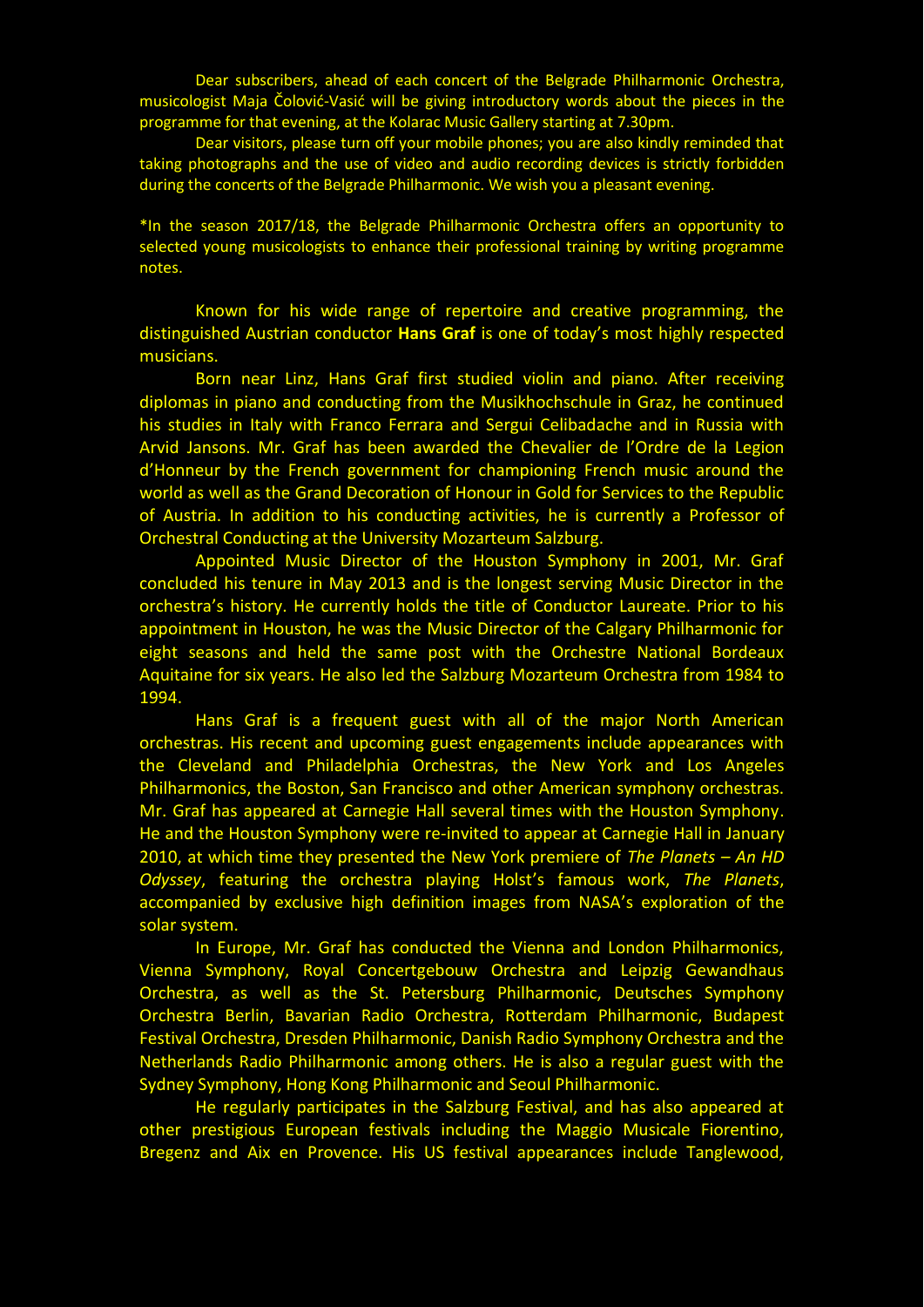Dear subscribers, ahead of each concert of the Belgrade Philharmonic Orchestra, musicologist Maja Čolović-Vasić will be giving introductory words about the pieces in the programme for that evening, at the Kolarac Music Gallery starting at 7.30pm.

Dear visitors, please turn off your mobile phones; you are also kindly reminded that taking photographs and the use of video and audio recording devices is strictly forbidden during the concerts of the Belgrade Philharmonic. We wish you a pleasant evening.

*In the season 2017/18, the Belgrade Philharmonic Orchestra offers an opportunity to selected young musicologists to enhance their professional training by writing programme notes.

Known for his wide range of repertoire and creative programming, the distinguished Austrian conductor **Hans Graf** is one of today's most highly respected musicians.

Born near Linz, Hans Graf first studied violin and piano. After receiving diplomas in piano and conducting from the Musikhochschule in Graz, he continued his studies in Italy with Franco Ferrara and Sergui Celibadache and in Russia with Arvid Jansons. Mr. Graf has been awarded the Chevalier de l'Ordre de la Legion d'Honneur by the French government for championing French music around the world as well as the Grand Decoration of Honour in Gold for Services to the Republic of Austria. In addition to his conducting activities, he is currently a Professor of Orchestral Conducting at the University Mozarteum Salzburg.

Appointed Music Director of the Houston Symphony in 2001, Mr. Graf concluded his tenure in May 2013 and is the longest serving Music Director in the orchestra's history. He currently holds the title of Conductor Laureate. Prior to his appointment in Houston, he was the Music Director of the Calgary Philharmonic for eight seasons and held the same post with the Orchestre National Bordeaux Aquitaine for six years. He also led the Salzburg Mozarteum Orchestra from 1984 to 1994.

Hans Graf is a frequent guest with all of the major North American orchestras. His recent and upcoming guest engagements include appearances with the Cleveland and Philadelphia Orchestras, the New York and Los Angeles Philharmonics, the Boston, San Francisco and other American symphony orchestras. Mr. Graf has appeared at Carnegie Hall several times with the Houston Symphony. He and the Houston Symphony were re-invited to appear at Carnegie Hall in January 2010, at which time they presented the New York premiere of *The Planets – An HD Odyssey*, featuring the orchestra playing Holst's famous work, *The Planets*, accompanied by exclusive high definition images from NASA's exploration of the solar system.

In Europe, Mr. Graf has conducted the Vienna and London Philharmonics, Vienna Symphony, Royal Concertgebouw Orchestra and Leipzig Gewandhaus Orchestra, as well as the St. Petersburg Philharmonic, Deutsches Symphony Orchestra Berlin, Bavarian Radio Orchestra, Rotterdam Philharmonic, Budapest Festival Orchestra, Dresden Philharmonic, Danish Radio Symphony Orchestra and the Netherlands Radio Philharmonic among others. He is also a regular guest with the Sydney Symphony, Hong Kong Philharmonic and Seoul Philharmonic.

He regularly participates in the Salzburg Festival, and has also appeared at other prestigious European festivals including the Maggio Musicale Fiorentino, Bregenz and Aix en Provence. His US festival appearances include Tanglewood,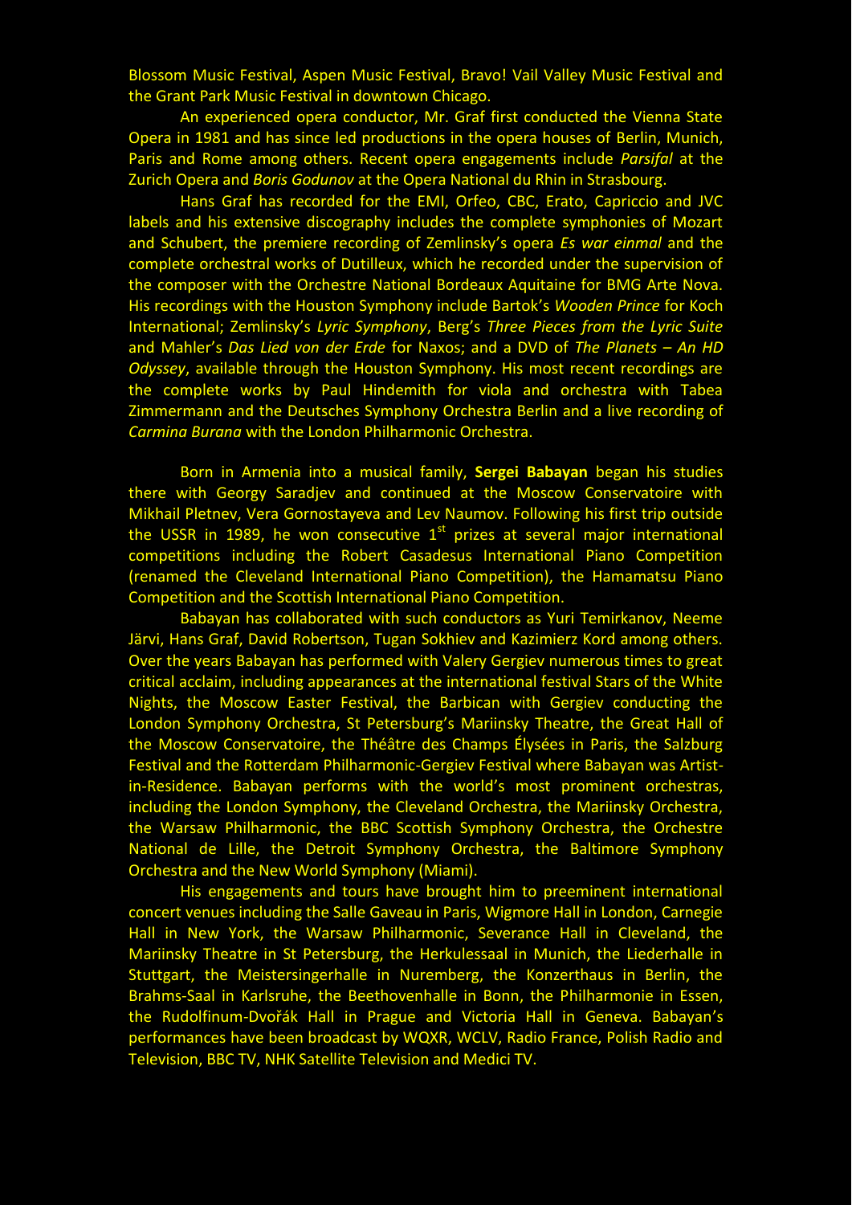Blossom Music Festival, Aspen Music Festival, Bravo! Vail Valley Music Festival and the Grant Park Music Festival in downtown Chicago.

An experienced opera conductor, Mr. Graf first conducted the Vienna State Opera in 1981 and has since led productions in the opera houses of Berlin, Munich, Paris and Rome among others. Recent opera engagements include *Parsifal* at the Zurich Opera and *Boris Godunov* at the Opera National du Rhin in Strasbourg.

Hans Graf has recorded for the EMI, Orfeo, CBC, Erato, Capriccio and JVC labels and his extensive discography includes the complete symphonies of Mozart and Schubert, the premiere recording of Zemlinsky's opera *Es war einmal* and the complete orchestral works of Dutilleux, which he recorded under the supervision of the composer with the Orchestre National Bordeaux Aquitaine for BMG Arte Nova. His recordings with the Houston Symphony include Bartok's *Wooden Prince* for Koch International; Zemlinsky's *Lyric Symphony*, Berg's *Three Pieces from the Lyric Suite* and Mahler's *Das Lied von der Erde* for Naxos; and a DVD of *The Planets – An HD Odyssey*, available through the Houston Symphony. His most recent recordings are the complete works by Paul Hindemith for viola and orchestra with Tabea Zimmermann and the Deutsches Symphony Orchestra Berlin and a live recording of *Carmina Burana* with the London Philharmonic Orchestra.

Born in Armenia into a musical family, **Sergei Babayan** began his studies there with Georgy Saradjev and continued at the Moscow Conservatoire with Mikhail Pletnev, Vera Gornostayeva and Lev Naumov. Following his first trip outside the USSR in 1989, he won consecutive 1st prizes at several major international competitions including the Robert Casadesus International Piano Competition (renamed the Cleveland International Piano Competition), the Hamamatsu Piano Competition and the Scottish International Piano Competition.

Babayan has collaborated with such conductors as Yuri Temirkanov, Neeme Järvi, Hans Graf, David Robertson, Tugan Sokhiev and Kazimierz Kord among others. Over the years Babayan has performed with Valery Gergiev numerous times to great critical acclaim, including appearances at the international festival Stars of the White Nights, the Moscow Easter Festival, the Barbican with Gergiev conducting the London Symphony Orchestra, St Petersburg's Mariinsky Theatre, the Great Hall of the Moscow Conservatoire, the Théâtre des Champs Élysées in Paris, the Salzburg Festival and the Rotterdam Philharmonic-Gergiev Festival where Babayan was Artist-in-Residence. Babayan performs with the world's most prominent orchestras, including the London Symphony, the Cleveland Orchestra, the Mariinsky Orchestra, the Warsaw Philharmonic, the BBC Scottish Symphony Orchestra, the Orchestre National de Lille, the Detroit Symphony Orchestra, the Baltimore Symphony Orchestra and the New World Symphony (Miami).

His engagements and tours have brought him to preeminent international concert venues including the Salle Gaveau in Paris, Wigmore Hall in London, Carnegie Hall in New York, the Warsaw Philharmonic, Severance Hall in Cleveland, the Mariinsky Theatre in St Petersburg, the Herkulessaal in Munich, the Liederhalle in Stuttgart, the Meistersingerhalle in Nuremberg, the Konzerthaus in Berlin, the Brahms-Saal in Karlsruhe, the Beethovenhalle in Bonn, the Philharmonie in Essen, the Rudolfinum-Dvořák Hall in Prague and Victoria Hall in Geneva. Babayan's performances have been broadcast by WQXR, WCLV, Radio France, Polish Radio and Television, BBC TV, NHK Satellite Television and Medici TV.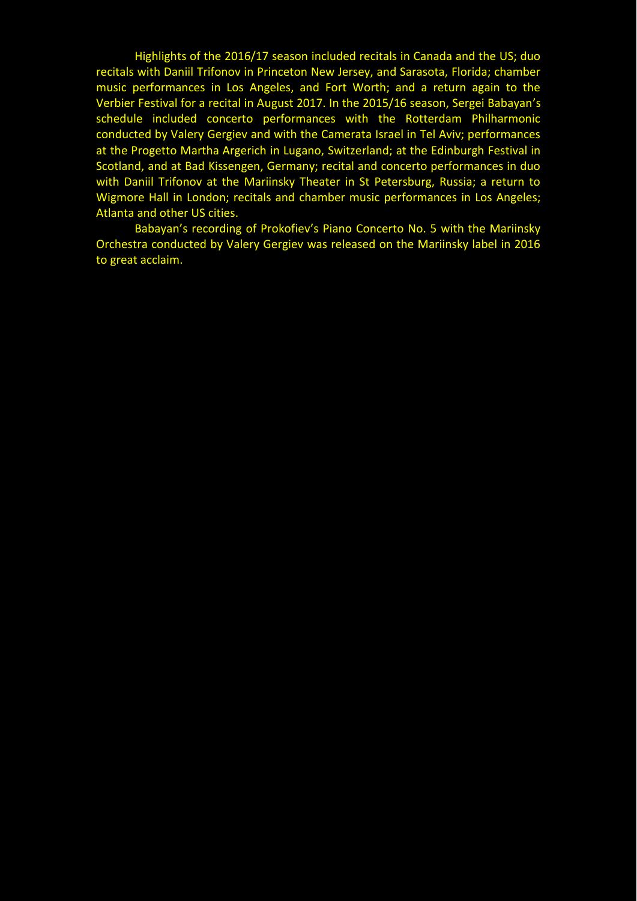Highlights of the 2016/17 season included recitals in Canada and the US; duo recitals with Daniil Trifonov in Princeton New Jersey, and Sarasota, Florida; chamber music performances in Los Angeles, and Fort Worth; and a return again to the Verbier Festival for a recital in August 2017. In the 2015/16 season, Sergei Babayan's schedule included concerto performances with the Rotterdam Philharmonic conducted by Valery Gergiev and with the Camerata Israel in Tel Aviv; performances at the Progetto Martha Argerich in Lugano, Switzerland; at the Edinburgh Festival in Scotland, and at Bad Kissengen, Germany; recital and concerto performances in duo with Daniil Trifonov at the Mariinsky Theater in St Petersburg, Russia; a return to Wigmore Hall in London; recitals and chamber music performances in Los Angeles; Atlanta and other US cities.

Babayan's recording of Prokofiev's Piano Concerto No. 5 with the Mariinsky Orchestra conducted by Valery Gergiev was released on the Mariinsky label in 2016 to great acclaim.